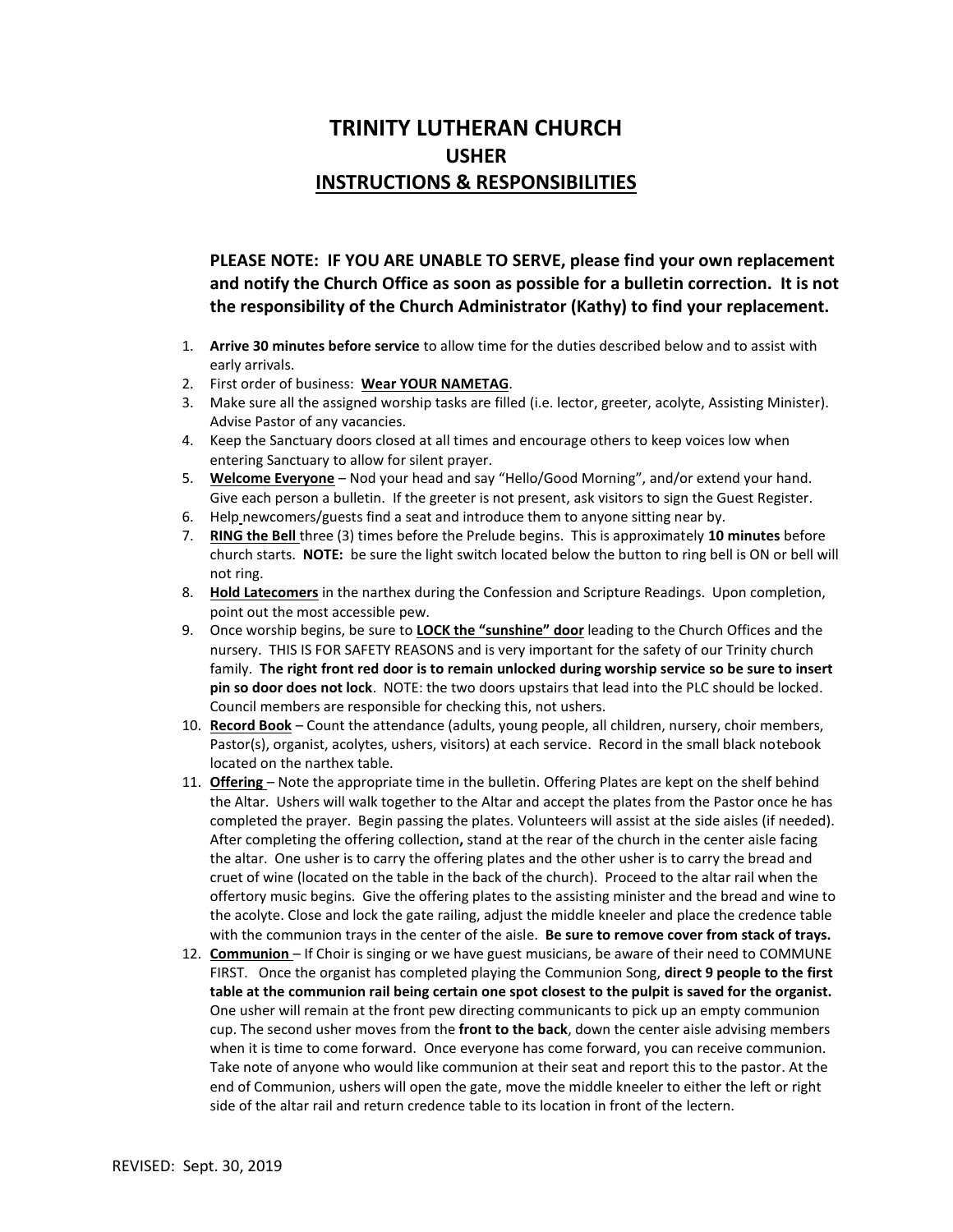# TRINITY LUTHERAN CHURCH
## USHER
## INSTRUCTIONS & RESPONSIBILITIES

**PLEASE NOTE: IF YOU ARE UNABLE TO SERVE, please find your own replacement and notify the Church Office as soon as possible for a bulletin correction. It is not the responsibility of the Church Administrator (Kathy) to find your replacement.**

1. **Arrive 30 minutes before service** to allow time for the duties described below and to assist with early arrivals.
2. First order of business: **Wear YOUR NAMETAG**.
3. Make sure all the assigned worship tasks are filled (i.e. lector, greeter, acolyte, Assisting Minister). Advise Pastor of any vacancies.
4. Keep the Sanctuary doors closed at all times and encourage others to keep voices low when entering Sanctuary to allow for silent prayer.
5. **Welcome Everyone** – Nod your head and say "Hello/Good Morning", and/or extend your hand. Give each person a bulletin. If the greeter is not present, ask visitors to sign the Guest Register.
6. Help newcomers/guests find a seat and introduce them to anyone sitting near by.
7. **RING the Bell** three (3) times before the Prelude begins. This is approximately **10 minutes** before church starts. **NOTE:** be sure the light switch located below the button to ring bell is ON or bell will not ring.
8. **Hold Latecomers** in the narthex during the Confession and Scripture Readings. Upon completion, point out the most accessible pew.
9. Once worship begins, be sure to **LOCK the "sunshine" door** leading to the Church Offices and the nursery. THIS IS FOR SAFETY REASONS and is very important for the safety of our Trinity church family. **The right front red door is to remain unlocked during worship service so be sure to insert pin so door does not lock**. NOTE: the two doors upstairs that lead into the PLC should be locked. Council members are responsible for checking this, not ushers.
10. **Record Book** – Count the attendance (adults, young people, all children, nursery, choir members, Pastor(s), organist, acolytes, ushers, visitors) at each service. Record in the small black notebook located on the narthex table.
11. **Offering** – Note the appropriate time in the bulletin. Offering Plates are kept on the shelf behind the Altar. Ushers will walk together to the Altar and accept the plates from the Pastor once he has completed the prayer. Begin passing the plates. Volunteers will assist at the side aisles (if needed). After completing the offering collection**,** stand at the rear of the church in the center aisle facing the altar. One usher is to carry the offering plates and the other usher is to carry the bread and cruet of wine (located on the table in the back of the church). Proceed to the altar rail when the offertory music begins. Give the offering plates to the assisting minister and the bread and wine to the acolyte. Close and lock the gate railing, adjust the middle kneeler and place the credence table with the communion trays in the center of the aisle. **Be sure to remove cover from stack of trays.**
12. **Communion** – If Choir is singing or we have guest musicians, be aware of their need to COMMUNE FIRST. Once the organist has completed playing the Communion Song, **direct 9 people to the first table at the communion rail being certain one spot closest to the pulpit is saved for the organist.** One usher will remain at the front pew directing communicants to pick up an empty communion cup. The second usher moves from the **front to the back**, down the center aisle advising members when it is time to come forward. Once everyone has come forward, you can receive communion. Take note of anyone who would like communion at their seat and report this to the pastor. At the end of Communion, ushers will open the gate, move the middle kneeler to either the left or right side of the altar rail and return credence table to its location in front of the lectern.

REVISED: Sept. 30, 2019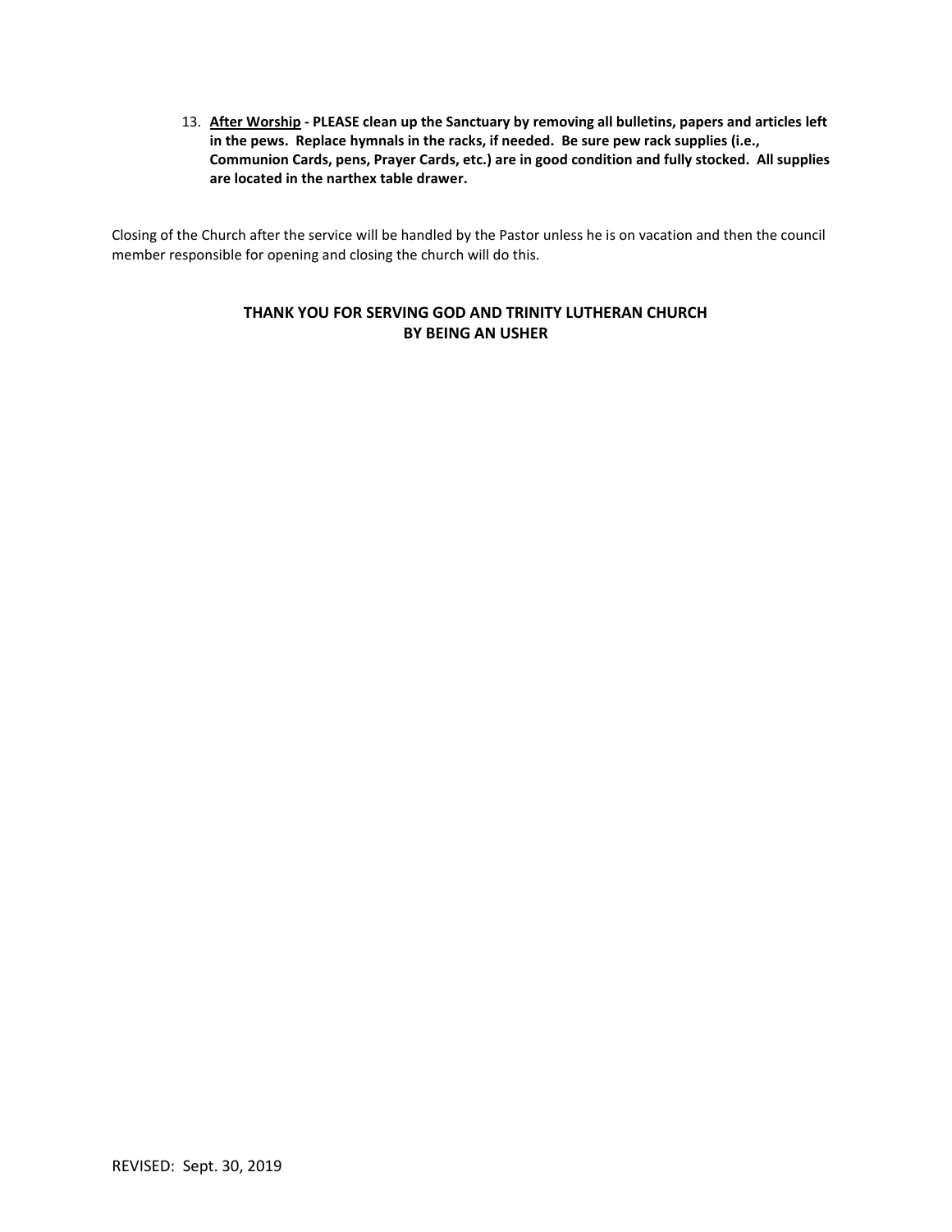13. **<u>After Worship</u> - PLEASE clean up the Sanctuary by removing all bulletins, papers and articles left in the pews. Replace hymnals in the racks, if needed. Be sure pew rack supplies (i.e., Communion Cards, pens, Prayer Cards, etc.) are in good condition and fully stocked. All supplies are located in the narthex table drawer.**

Closing of the Church after the service will be handled by the Pastor unless he is on vacation and then the council member responsible for opening and closing the church will do this.

**THANK YOU FOR SERVING GOD AND TRINITY LUTHERAN CHURCH BY BEING AN USHER**

REVISED: Sept. 30, 2019